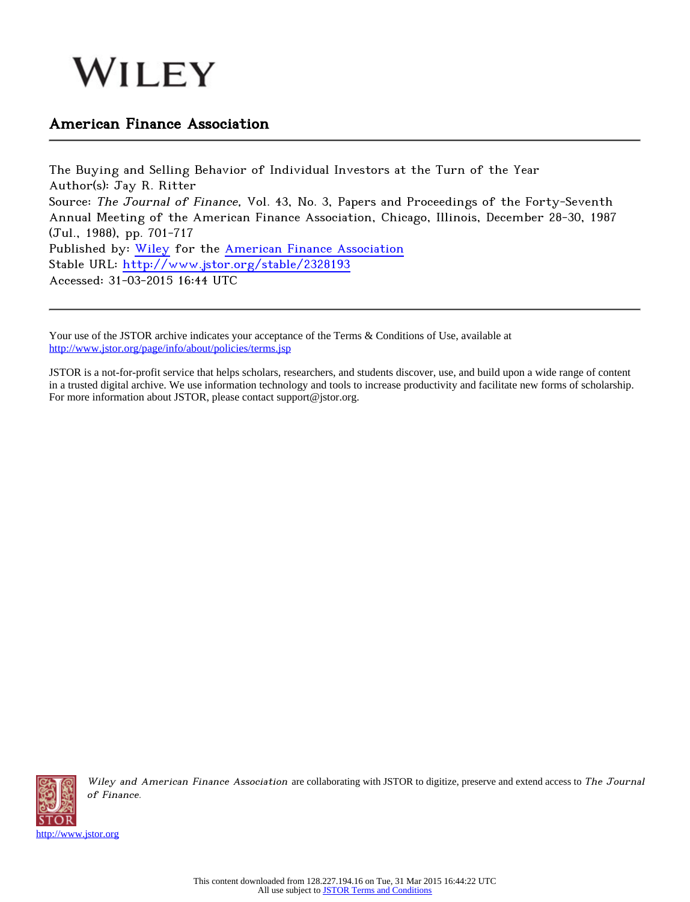WILEY

## American Finance Association

The Buying and Selling Behavior of Individual Investors at the Turn of the Year
Author(s): Jay R. Ritter
Source: *The Journal of Finance*, Vol. 43, No. 3, Papers and Proceedings of the Forty-Seventh Annual Meeting of the American Finance Association, Chicago, Illinois, December 28-30, 1987 (Jul., 1988), pp. 701-717
Published by: Wiley for the American Finance Association
Stable URL: http://www.jstor.org/stable/2328193
Accessed: 31-03-2015 16:44 UTC

Your use of the JSTOR archive indicates your acceptance of the Terms & Conditions of Use, available at http://www.jstor.org/page/info/about/policies/terms.jsp

JSTOR is a not-for-profit service that helps scholars, researchers, and students discover, use, and build upon a wide range of content in a trusted digital archive. We use information technology and tools to increase productivity and facilitate new forms of scholarship. For more information about JSTOR, please contact support@jstor.org.

*Wiley and American Finance Association* are collaborating with JSTOR to digitize, preserve and extend access to *The Journal of Finance*.

http://www.jstor.org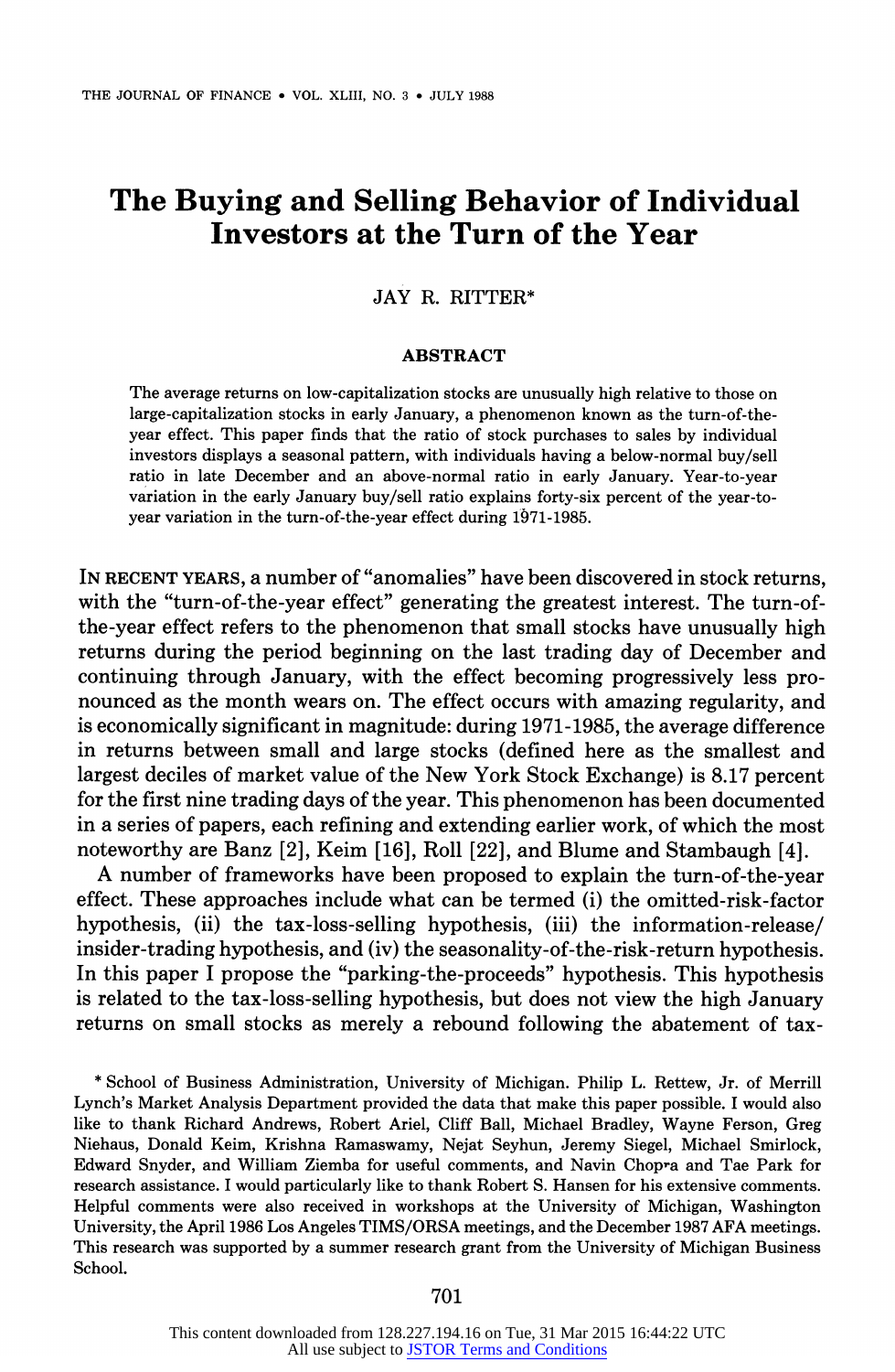# The Buying and Selling Behavior of Individual Investors at the Turn of the Year

JAY R. RITTER*

## ABSTRACT

The average returns on low-capitalization stocks are unusually high relative to those on large-capitalization stocks in early January, a phenomenon known as the turn-of-the-year effect. This paper finds that the ratio of stock purchases to sales by individual investors displays a seasonal pattern, with individuals having a below-normal buy/sell ratio in late December and an above-normal ratio in early January. Year-to-year variation in the early January buy/sell ratio explains forty-six percent of the year-to-year variation in the turn-of-the-year effect during 1971-1985.

IN RECENT YEARS, a number of "anomalies" have been discovered in stock returns, with the "turn-of-the-year effect" generating the greatest interest. The turn-of-the-year effect refers to the phenomenon that small stocks have unusually high returns during the period beginning on the last trading day of December and continuing through January, with the effect becoming progressively less pronounced as the month wears on. The effect occurs with amazing regularity, and is economically significant in magnitude: during 1971-1985, the average difference in returns between small and large stocks (defined here as the smallest and largest deciles of market value of the New York Stock Exchange) is 8.17 percent for the first nine trading days of the year. This phenomenon has been documented in a series of papers, each refining and extending earlier work, of which the most noteworthy are Banz [2], Keim [16], Roll [22], and Blume and Stambaugh [4].

A number of frameworks have been proposed to explain the turn-of-the-year effect. These approaches include what can be termed (i) the omitted-risk-factor hypothesis, (ii) the tax-loss-selling hypothesis, (iii) the information-release/insider-trading hypothesis, and (iv) the seasonality-of-the-risk-return hypothesis. In this paper I propose the "parking-the-proceeds" hypothesis. This hypothesis is related to the tax-loss-selling hypothesis, but does not view the high January returns on small stocks as merely a rebound following the abatement of tax-

\* School of Business Administration, University of Michigan. Philip L. Rettew, Jr. of Merrill Lynch's Market Analysis Department provided the data that make this paper possible. I would also like to thank Richard Andrews, Robert Ariel, Cliff Ball, Michael Bradley, Wayne Ferson, Greg Niehaus, Donald Keim, Krishna Ramaswamy, Nejat Seyhun, Jeremy Siegel, Michael Smirlock, Edward Snyder, and William Ziemba for useful comments, and Navin Chopra and Tae Park for research assistance. I would particularly like to thank Robert S. Hansen for his extensive comments. Helpful comments were also received in workshops at the University of Michigan, Washington University, the April 1986 Los Angeles TIMS/ORSA meetings, and the December 1987 AFA meetings. This research was supported by a summer research grant from the University of Michigan Business School.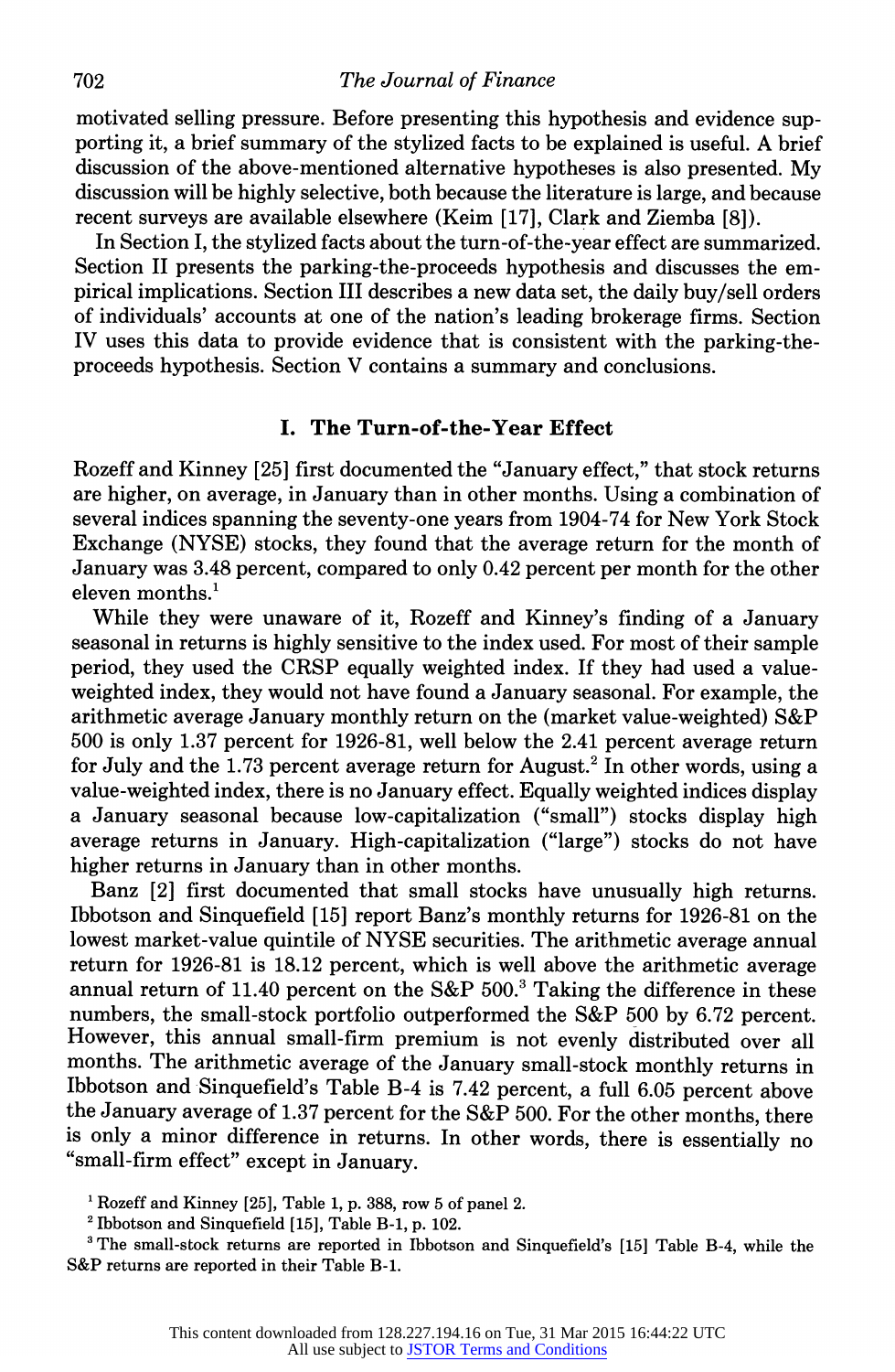motivated selling pressure. Before presenting this hypothesis and evidence supporting it, a brief summary of the stylized facts to be explained is useful. A brief discussion of the above-mentioned alternative hypotheses is also presented. My discussion will be highly selective, both because the literature is large, and because recent surveys are available elsewhere (Keim [17], Clark and Ziemba [8]).

In Section I, the stylized facts about the turn-of-the-year effect are summarized. Section II presents the parking-the-proceeds hypothesis and discusses the empirical implications. Section III describes a new data set, the daily buy/sell orders of individuals' accounts at one of the nation's leading brokerage firms. Section IV uses this data to provide evidence that is consistent with the parking-the-proceeds hypothesis. Section V contains a summary and conclusions.

## I. The Turn-of-the-Year Effect

Rozeff and Kinney [25] first documented the "January effect," that stock returns are higher, on average, in January than in other months. Using a combination of several indices spanning the seventy-one years from 1904-74 for New York Stock Exchange (NYSE) stocks, they found that the average return for the month of January was 3.48 percent, compared to only 0.42 percent per month for the other eleven months.[1]

While they were unaware of it, Rozeff and Kinney's finding of a January seasonal in returns is highly sensitive to the index used. For most of their sample period, they used the CRSP equally weighted index. If they had used a value-weighted index, they would not have found a January seasonal. For example, the arithmetic average January monthly return on the (market value-weighted) S&P 500 is only 1.37 percent for 1926-81, well below the 2.41 percent average return for July and the 1.73 percent average return for August.[2] In other words, using a value-weighted index, there is no January effect. Equally weighted indices display a January seasonal because low-capitalization ("small") stocks display high average returns in January. High-capitalization ("large") stocks do not have higher returns in January than in other months.

Banz [2] first documented that small stocks have unusually high returns. Ibbotson and Sinquefield [15] report Banz's monthly returns for 1926-81 on the lowest market-value quintile of NYSE securities. The arithmetic average annual return for 1926-81 is 18.12 percent, which is well above the arithmetic average annual return of 11.40 percent on the S&P 500.[3] Taking the difference in these numbers, the small-stock portfolio outperformed the S&P 500 by 6.72 percent. However, this annual small-firm premium is not evenly distributed over all months. The arithmetic average of the January small-stock monthly returns in Ibbotson and Sinquefield's Table B-4 is 7.42 percent, a full 6.05 percent above the January average of 1.37 percent for the S&P 500. For the other months, there is only a minor difference in returns. In other words, there is essentially no "small-firm effect" except in January.

[1] Rozeff and Kinney [25], Table 1, p. 388, row 5 of panel 2.

[2] Ibbotson and Sinquefield [15], Table B-1, p. 102.

[3] The small-stock returns are reported in Ibbotson and Sinquefield's [15] Table B-4, while the S&P returns are reported in their Table B-1.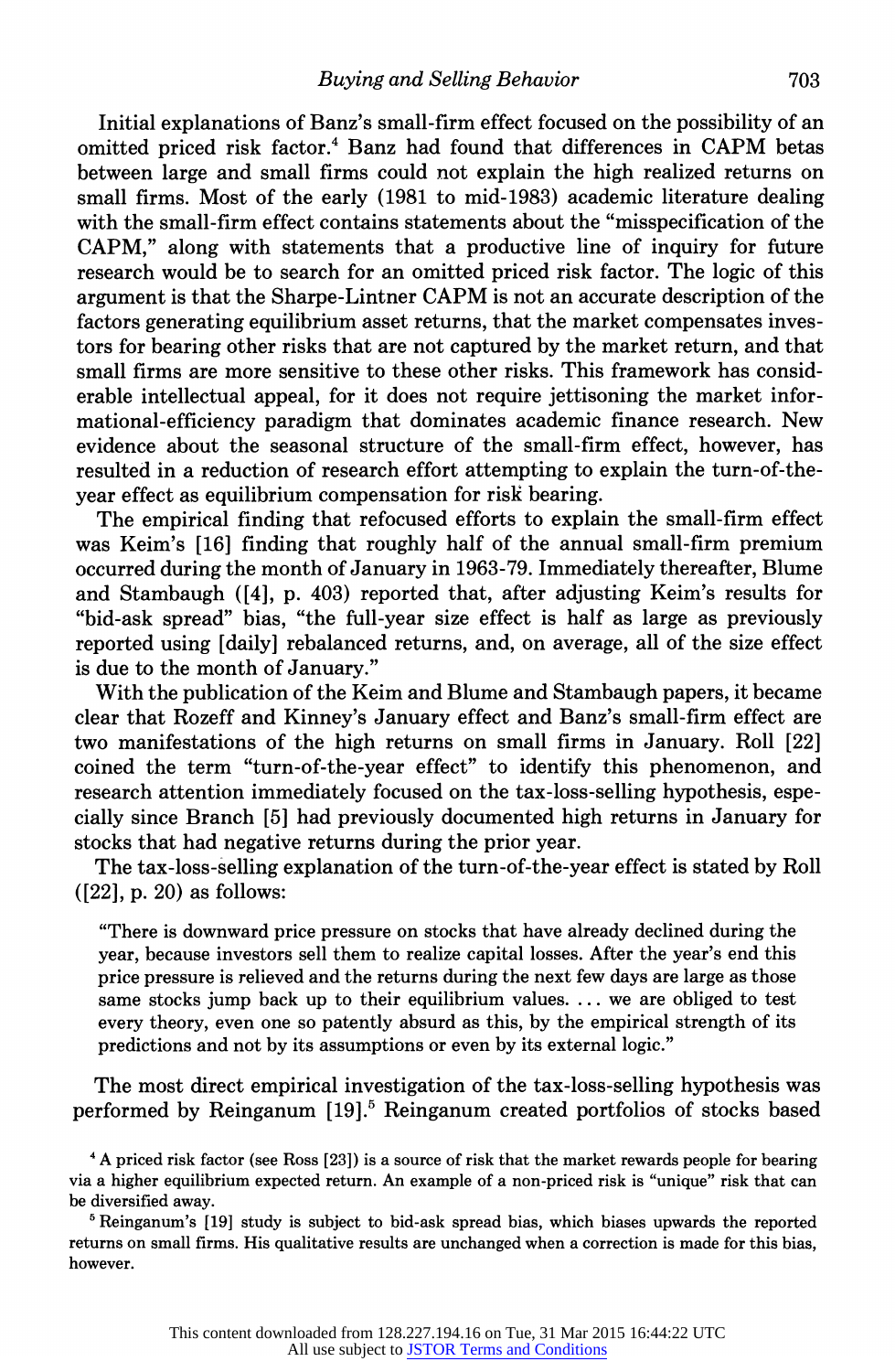Initial explanations of Banz's small-firm effect focused on the possibility of an omitted priced risk factor.[4] Banz had found that differences in CAPM betas between large and small firms could not explain the high realized returns on small firms. Most of the early (1981 to mid-1983) academic literature dealing with the small-firm effect contains statements about the "misspecification of the CAPM," along with statements that a productive line of inquiry for future research would be to search for an omitted priced risk factor. The logic of this argument is that the Sharpe-Lintner CAPM is not an accurate description of the factors generating equilibrium asset returns, that the market compensates investors for bearing other risks that are not captured by the market return, and that small firms are more sensitive to these other risks. This framework has considerable intellectual appeal, for it does not require jettisoning the market informational-efficiency paradigm that dominates academic finance research. New evidence about the seasonal structure of the small-firm effect, however, has resulted in a reduction of research effort attempting to explain the turn-of-the-year effect as equilibrium compensation for risk bearing.

The empirical finding that refocused efforts to explain the small-firm effect was Keim's [16] finding that roughly half of the annual small-firm premium occurred during the month of January in 1963-79. Immediately thereafter, Blume and Stambaugh ([4], p. 403) reported that, after adjusting Keim's results for "bid-ask spread" bias, "the full-year size effect is half as large as previously reported using [daily] rebalanced returns, and, on average, all of the size effect is due to the month of January."

With the publication of the Keim and Blume and Stambaugh papers, it became clear that Rozeff and Kinney's January effect and Banz's small-firm effect are two manifestations of the high returns on small firms in January. Roll [22] coined the term "turn-of-the-year effect" to identify this phenomenon, and research attention immediately focused on the tax-loss-selling hypothesis, especially since Branch [5] had previously documented high returns in January for stocks that had negative returns during the prior year.

The tax-loss-selling explanation of the turn-of-the-year effect is stated by Roll ([22], p. 20) as follows:

> "There is downward price pressure on stocks that have already declined during the year, because investors sell them to realize capital losses. After the year's end this price pressure is relieved and the returns during the next few days are large as those same stocks jump back up to their equilibrium values. ... we are obliged to test every theory, even one so patently absurd as this, by the empirical strength of its predictions and not by its assumptions or even by its external logic."

The most direct empirical investigation of the tax-loss-selling hypothesis was performed by Reinganum [19].[5] Reinganum created portfolios of stocks based

[4] A priced risk factor (see Ross [23]) is a source of risk that the market rewards people for bearing via a higher equilibrium expected return. An example of a non-priced risk is "unique" risk that can be diversified away.

[5] Reinganum's [19] study is subject to bid-ask spread bias, which biases upwards the reported returns on small firms. His qualitative results are unchanged when a correction is made for this bias, however.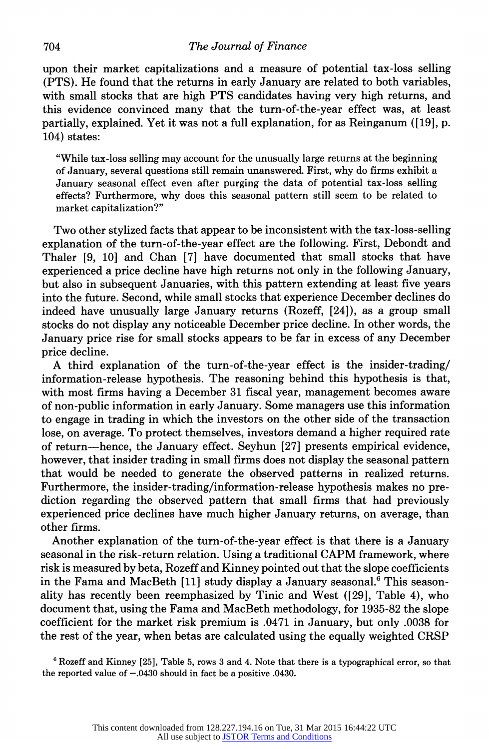upon their market capitalizations and a measure of potential tax-loss selling (PTS). He found that the returns in early January are related to both variables, with small stocks that are high PTS candidates having very high returns, and this evidence convinced many that the turn-of-the-year effect was, at least partially, explained. Yet it was not a full explanation, for as Reinganum ([19], p. 104) states:

> "While tax-loss selling may account for the unusually large returns at the beginning of January, several questions still remain unanswered. First, why do firms exhibit a January seasonal effect even after purging the data of potential tax-loss selling effects? Furthermore, why does this seasonal pattern still seem to be related to market capitalization?"

Two other stylized facts that appear to be inconsistent with the tax-loss-selling explanation of the turn-of-the-year effect are the following. First, Debondt and Thaler [9, 10] and Chan [7] have documented that small stocks that have experienced a price decline have high returns not only in the following January, but also in subsequent Januaries, with this pattern extending at least five years into the future. Second, while small stocks that experience December declines do indeed have unusually large January returns (Rozeff, [24]), as a group small stocks do not display any noticeable December price decline. In other words, the January price rise for small stocks appears to be far in excess of any December price decline.

A third explanation of the turn-of-the-year effect is the insider-trading/information-release hypothesis. The reasoning behind this hypothesis is that, with most firms having a December 31 fiscal year, management becomes aware of non-public information in early January. Some managers use this information to engage in trading in which the investors on the other side of the transaction lose, on average. To protect themselves, investors demand a higher required rate of return—hence, the January effect. Seyhun [27] presents empirical evidence, however, that insider trading in small firms does not display the seasonal pattern that would be needed to generate the observed patterns in realized returns. Furthermore, the insider-trading/information-release hypothesis makes no prediction regarding the observed pattern that small firms that had previously experienced price declines have much higher January returns, on average, than other firms.

Another explanation of the turn-of-the-year effect is that there is a January seasonal in the risk-return relation. Using a traditional CAPM framework, where risk is measured by beta, Rozeff and Kinney pointed out that the slope coefficients in the Fama and MacBeth [11] study display a January seasonal.[6] This seasonality has recently been reemphasized by Tinic and West ([29], Table 4), who document that, using the Fama and MacBeth methodology, for 1935-82 the slope coefficient for the market risk premium is .0471 in January, but only .0038 for the rest of the year, when betas are calculated using the equally weighted CRSP

[6] Rozeff and Kinney [25], Table 5, rows 3 and 4. Note that there is a typographical error, so that the reported value of −.0430 should in fact be a positive .0430.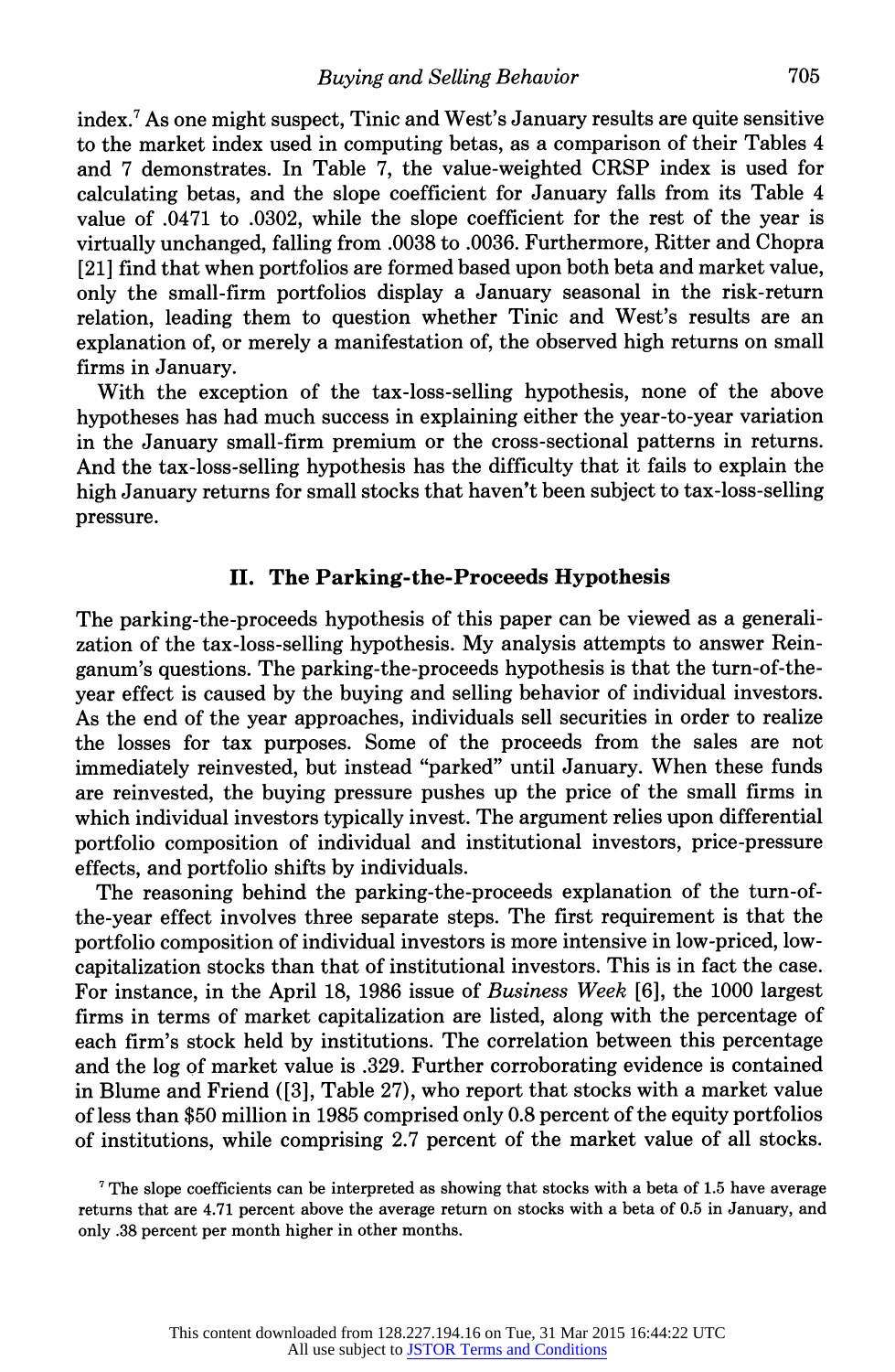index.[7] As one might suspect, Tinic and West's January results are quite sensitive to the market index used in computing betas, as a comparison of their Tables 4 and 7 demonstrates. In Table 7, the value-weighted CRSP index is used for calculating betas, and the slope coefficient for January falls from its Table 4 value of .0471 to .0302, while the slope coefficient for the rest of the year is virtually unchanged, falling from .0038 to .0036. Furthermore, Ritter and Chopra [21] find that when portfolios are formed based upon both beta and market value, only the small-firm portfolios display a January seasonal in the risk-return relation, leading them to question whether Tinic and West's results are an explanation of, or merely a manifestation of, the observed high returns on small firms in January.

With the exception of the tax-loss-selling hypothesis, none of the above hypotheses has had much success in explaining either the year-to-year variation in the January small-firm premium or the cross-sectional patterns in returns. And the tax-loss-selling hypothesis has the difficulty that it fails to explain the high January returns for small stocks that haven't been subject to tax-loss-selling pressure.

## II. The Parking-the-Proceeds Hypothesis

The parking-the-proceeds hypothesis of this paper can be viewed as a generalization of the tax-loss-selling hypothesis. My analysis attempts to answer Reinganum's questions. The parking-the-proceeds hypothesis is that the turn-of-the-year effect is caused by the buying and selling behavior of individual investors. As the end of the year approaches, individuals sell securities in order to realize the losses for tax purposes. Some of the proceeds from the sales are not immediately reinvested, but instead "parked" until January. When these funds are reinvested, the buying pressure pushes up the price of the small firms in which individual investors typically invest. The argument relies upon differential portfolio composition of individual and institutional investors, price-pressure effects, and portfolio shifts by individuals.

The reasoning behind the parking-the-proceeds explanation of the turn-of-the-year effect involves three separate steps. The first requirement is that the portfolio composition of individual investors is more intensive in low-priced, low-capitalization stocks than that of institutional investors. This is in fact the case. For instance, in the April 18, 1986 issue of *Business Week* [6], the 1000 largest firms in terms of market capitalization are listed, along with the percentage of each firm's stock held by institutions. The correlation between this percentage and the log of market value is .329. Further corroborating evidence is contained in Blume and Friend ([3], Table 27), who report that stocks with a market value of less than $50 million in 1985 comprised only 0.8 percent of the equity portfolios of institutions, while comprising 2.7 percent of the market value of all stocks.

[7] The slope coefficients can be interpreted as showing that stocks with a beta of 1.5 have average returns that are 4.71 percent above the average return on stocks with a beta of 0.5 in January, and only .38 percent per month higher in other months.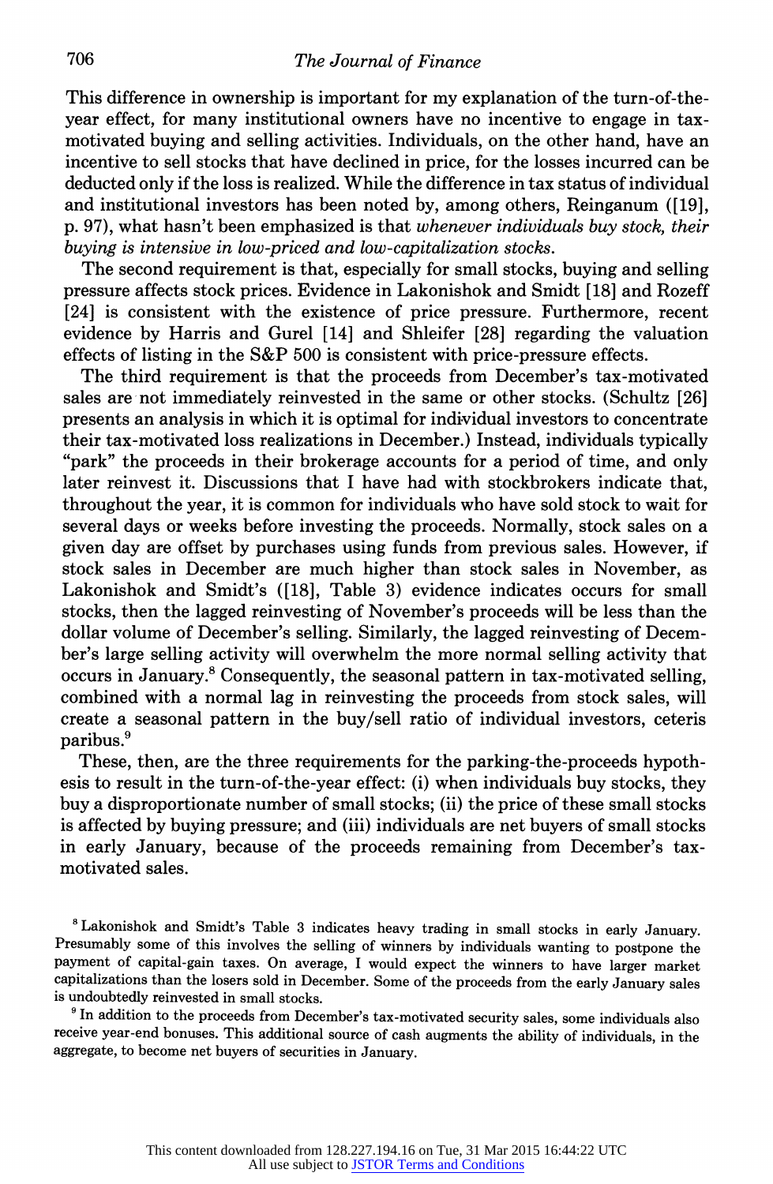This difference in ownership is important for my explanation of the turn-of-the-year effect, for many institutional owners have no incentive to engage in tax-motivated buying and selling activities. Individuals, on the other hand, have an incentive to sell stocks that have declined in price, for the losses incurred can be deducted only if the loss is realized. While the difference in tax status of individual and institutional investors has been noted by, among others, Reinganum ([19], p. 97), what hasn't been emphasized is that *whenever individuals buy stock, their buying is intensive in low-priced and low-capitalization stocks.*

The second requirement is that, especially for small stocks, buying and selling pressure affects stock prices. Evidence in Lakonishok and Smidt [18] and Rozeff [24] is consistent with the existence of price pressure. Furthermore, recent evidence by Harris and Gurel [14] and Shleifer [28] regarding the valuation effects of listing in the S&P 500 is consistent with price-pressure effects.

The third requirement is that the proceeds from December's tax-motivated sales are not immediately reinvested in the same or other stocks. (Schultz [26] presents an analysis in which it is optimal for individual investors to concentrate their tax-motivated loss realizations in December.) Instead, individuals typically "park" the proceeds in their brokerage accounts for a period of time, and only later reinvest it. Discussions that I have had with stockbrokers indicate that, throughout the year, it is common for individuals who have sold stock to wait for several days or weeks before investing the proceeds. Normally, stock sales on a given day are offset by purchases using funds from previous sales. However, if stock sales in December are much higher than stock sales in November, as Lakonishok and Smidt's ([18], Table 3) evidence indicates occurs for small stocks, then the lagged reinvesting of November's proceeds will be less than the dollar volume of December's selling. Similarly, the lagged reinvesting of December's large selling activity will overwhelm the more normal selling activity that occurs in January.[8] Consequently, the seasonal pattern in tax-motivated selling, combined with a normal lag in reinvesting the proceeds from stock sales, will create a seasonal pattern in the buy/sell ratio of individual investors, ceteris paribus.[9]

These, then, are the three requirements for the parking-the-proceeds hypothesis to result in the turn-of-the-year effect: (i) when individuals buy stocks, they buy a disproportionate number of small stocks; (ii) the price of these small stocks is affected by buying pressure; and (iii) individuals are net buyers of small stocks in early January, because of the proceeds remaining from December's tax-motivated sales.

[8] Lakonishok and Smidt's Table 3 indicates heavy trading in small stocks in early January. Presumably some of this involves the selling of winners by individuals wanting to postpone the payment of capital-gain taxes. On average, I would expect the winners to have larger market capitalizations than the losers sold in December. Some of the proceeds from the early January sales is undoubtedly reinvested in small stocks.

[9] In addition to the proceeds from December's tax-motivated security sales, some individuals also receive year-end bonuses. This additional source of cash augments the ability of individuals, in the aggregate, to become net buyers of securities in January.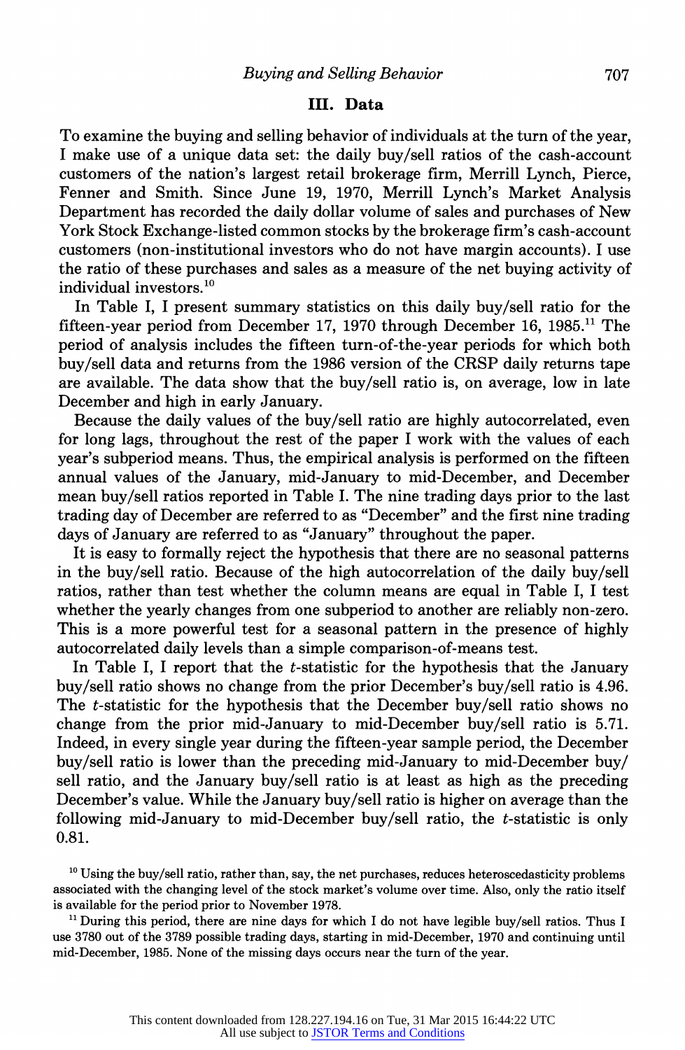## III. Data

To examine the buying and selling behavior of individuals at the turn of the year, I make use of a unique data set: the daily buy/sell ratios of the cash-account customers of the nation's largest retail brokerage firm, Merrill Lynch, Pierce, Fenner and Smith. Since June 19, 1970, Merrill Lynch's Market Analysis Department has recorded the daily dollar volume of sales and purchases of New York Stock Exchange-listed common stocks by the brokerage firm's cash-account customers (non-institutional investors who do not have margin accounts). I use the ratio of these purchases and sales as a measure of the net buying activity of individual investors.[10]

In Table I, I present summary statistics on this daily buy/sell ratio for the fifteen-year period from December 17, 1970 through December 16, 1985.[11] The period of analysis includes the fifteen turn-of-the-year periods for which both buy/sell data and returns from the 1986 version of the CRSP daily returns tape are available. The data show that the buy/sell ratio is, on average, low in late December and high in early January.

Because the daily values of the buy/sell ratio are highly autocorrelated, even for long lags, throughout the rest of the paper I work with the values of each year's subperiod means. Thus, the empirical analysis is performed on the fifteen annual values of the January, mid-January to mid-December, and December mean buy/sell ratios reported in Table I. The nine trading days prior to the last trading day of December are referred to as "December" and the first nine trading days of January are referred to as "January" throughout the paper.

It is easy to formally reject the hypothesis that there are no seasonal patterns in the buy/sell ratio. Because of the high autocorrelation of the daily buy/sell ratios, rather than test whether the column means are equal in Table I, I test whether the yearly changes from one subperiod to another are reliably non-zero. This is a more powerful test for a seasonal pattern in the presence of highly autocorrelated daily levels than a simple comparison-of-means test.

In Table I, I report that the $t$-statistic for the hypothesis that the January buy/sell ratio shows no change from the prior December's buy/sell ratio is 4.96. The $t$-statistic for the hypothesis that the December buy/sell ratio shows no change from the prior mid-January to mid-December buy/sell ratio is 5.71. Indeed, in every single year during the fifteen-year sample period, the December buy/sell ratio is lower than the preceding mid-January to mid-December buy/sell ratio, and the January buy/sell ratio is at least as high as the preceding December's value. While the January buy/sell ratio is higher on average than the following mid-January to mid-December buy/sell ratio, the $t$-statistic is only 0.81.

[10] Using the buy/sell ratio, rather than, say, the net purchases, reduces heteroscedasticity problems associated with the changing level of the stock market's volume over time. Also, only the ratio itself is available for the period prior to November 1978.

[11] During this period, there are nine days for which I do not have legible buy/sell ratios. Thus I use 3780 out of the 3789 possible trading days, starting in mid-December, 1970 and continuing until mid-December, 1985. None of the missing days occurs near the turn of the year.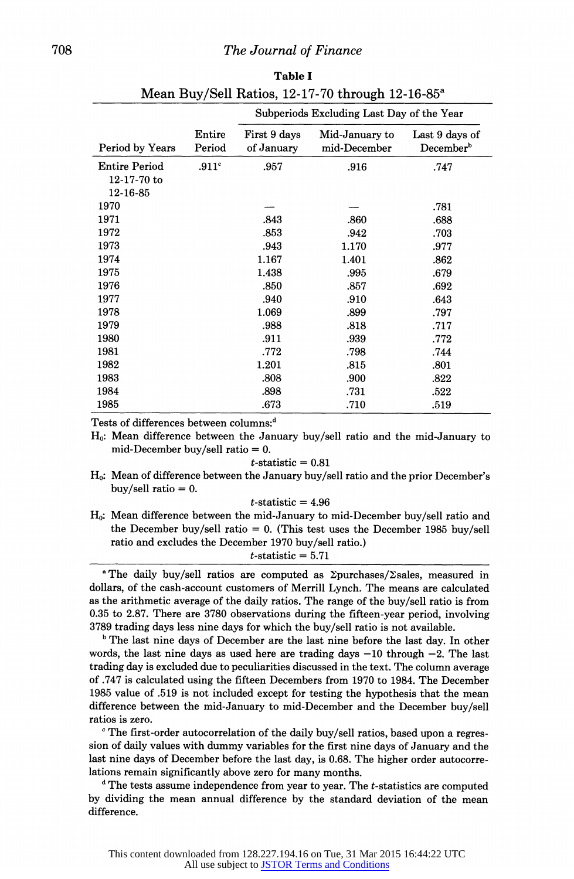**Table I**

Mean Buy/Sell Ratios, 12-17-70 through 12-16-85[a]

| Period by Years | Entire Period | Subperiods Excluding Last Day of the Year: First 9 days of January | Mid-January to mid-December | Last 9 days of December[b] |
|---|---|---|---|---|
| Entire Period 12-17-70 to 12-16-85 | .911[c] | .957 | .916 | .747 |
| 1970 | | — | — | .781 |
| 1971 | | .843 | .860 | .688 |
| 1972 | | .853 | .942 | .703 |
| 1973 | | .943 | 1.170 | .977 |
| 1974 | | 1.167 | 1.401 | .862 |
| 1975 | | 1.438 | .995 | .679 |
| 1976 | | .850 | .857 | .692 |
| 1977 | | .940 | .910 | .643 |
| 1978 | | 1.069 | .899 | .797 |
| 1979 | | .988 | .818 | .717 |
| 1980 | | .911 | .939 | .772 |
| 1981 | | .772 | .798 | .744 |
| 1982 | | 1.201 | .815 | .801 |
| 1983 | | .808 | .900 | .822 |
| 1984 | | .898 | .731 | .522 |
| 1985 | | .673 | .710 | .519 |

Tests of differences between columns:[d]

$H_0$: Mean difference between the January buy/sell ratio and the mid-January to mid-December buy/sell ratio = 0.

$t$-statistic = 0.81

$H_0$: Mean of difference between the January buy/sell ratio and the prior December's buy/sell ratio = 0.

$t$-statistic = 4.96

$H_0$: Mean difference between the mid-January to mid-December buy/sell ratio and the December buy/sell = 0. (This test uses the December 1985 buy/sell ratio and excludes the December 1970 buy/sell ratio.)

$t$-statistic = 5.71

[a] The daily buy/sell ratios are computed as $\Sigma$purchases/$\Sigma$sales, measured in dollars, of the cash-account customers of Merrill Lynch. The means are calculated as the arithmetic average of the daily ratios. The range of the buy/sell ratio is from 0.35 to 2.87. There are 3780 observations during the fifteen-year period, involving 3789 trading days less nine days for which the buy/sell ratio is not available.

[b] The last nine days of December are the last nine before the last day. In other words, the last nine days as used here are trading days −10 through −2. The last trading day is excluded due to peculiarities discussed in the text. The column average of .747 is calculated using the fifteen Decembers from 1970 to 1984. The December 1985 value of .519 is not included except for testing the hypothesis that the mean difference between the mid-January to mid-December and the December buy/sell ratios is zero.

[c] The first-order autocorrelation of the daily buy/sell ratios, based upon a regression of daily values with dummy variables for the first nine days of January and the last nine days of December before the last day, is 0.68. The higher order autocorrelations remain significantly above zero for many months.

[d] The tests assume independence from year to year. The $t$-statistics are computed by dividing the mean annual difference by the standard deviation of the mean difference.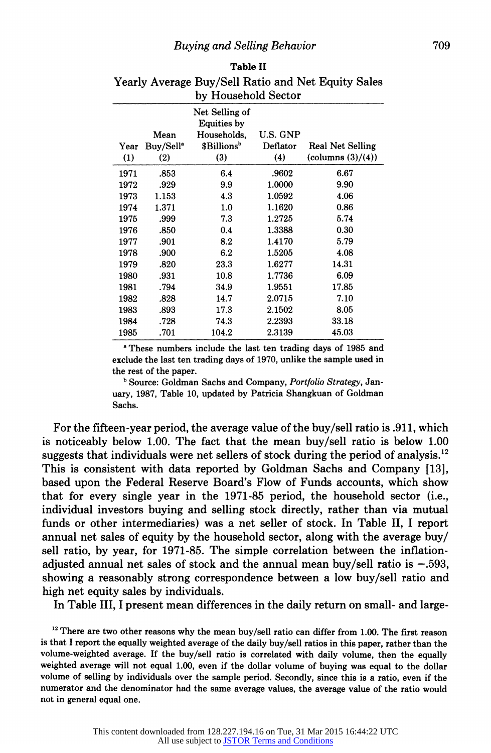**Table II**

Yearly Average Buy/Sell Ratio and Net Equity Sales by Household Sector

| Year (1) | Mean Buy/Sell[a] (2) | Net Selling of Equities by Households, $Billions[b] (3) | U.S. GNP Deflator (4) | Real Net Selling (columns (3)/(4)) |
|---|---|---|---|---|
| 1971 | .853 | 6.4 | .9602 | 6.67 |
| 1972 | .929 | 9.9 | 1.0000 | 9.90 |
| 1973 | 1.153 | 4.3 | 1.0592 | 4.06 |
| 1974 | 1.371 | 1.0 | 1.1620 | 0.86 |
| 1975 | .999 | 7.3 | 1.2725 | 5.74 |
| 1976 | .850 | 0.4 | 1.3388 | 0.30 |
| 1977 | .901 | 8.2 | 1.4170 | 5.79 |
| 1978 | .900 | 6.2 | 1.5205 | 4.08 |
| 1979 | .820 | 23.3 | 1.6277 | 14.31 |
| 1980 | .931 | 10.8 | 1.7736 | 6.09 |
| 1981 | .794 | 34.9 | 1.9551 | 17.85 |
| 1982 | .828 | 14.7 | 2.0715 | 7.10 |
| 1983 | .893 | 17.3 | 2.1502 | 8.05 |
| 1984 | .728 | 74.3 | 2.2393 | 33.18 |
| 1985 | .701 | 104.2 | 2.3139 | 45.03 |

[a] These numbers include the last ten trading days of 1985 and exclude the last ten trading days of 1970, unlike the sample used in the rest of the paper.

[b] Source: Goldman Sachs and Company, *Portfolio Strategy*, January, 1987, Table 10, updated by Patricia Shangkuan of Goldman Sachs.

For the fifteen-year period, the average value of the buy/sell ratio is .911, which is noticeably below 1.00. The fact that the mean buy/sell ratio is below 1.00 suggests that individuals were net sellers of stock during the period of analysis.[12] This is consistent with data reported by Goldman Sachs and Company [13], based upon the Federal Reserve Board's Flow of Funds accounts, which show that for every single year in the 1971-85 period, the household sector (i.e., individual investors buying and selling stock directly, rather than via mutual funds or other intermediaries) was a net seller of stock. In Table II, I report annual net sales of equity by the household sector, along with the average buy/sell ratio, by year, for 1971-85. The simple correlation between the inflation-adjusted annual net sales of stock and the annual mean buy/sell ratio is −.593, showing a reasonably strong correspondence between a low buy/sell ratio and high net equity sales by individuals.

In Table III, I present mean differences in the daily return on small- and large-

[12] There are two other reasons why the mean buy/sell ratio can differ from 1.00. The first reason is that I report the equally weighted average of the daily buy/sell ratios in this paper, rather than the volume-weighted average. If the buy/sell ratio is correlated with daily volume, then the equally weighted average will not equal 1.00, even if the dollar volume of buying was equal to the dollar volume of selling by individuals over the sample period. Secondly, since this is a ratio, even if the numerator and the denominator had the same average values, the average value of the ratio would not in general equal one.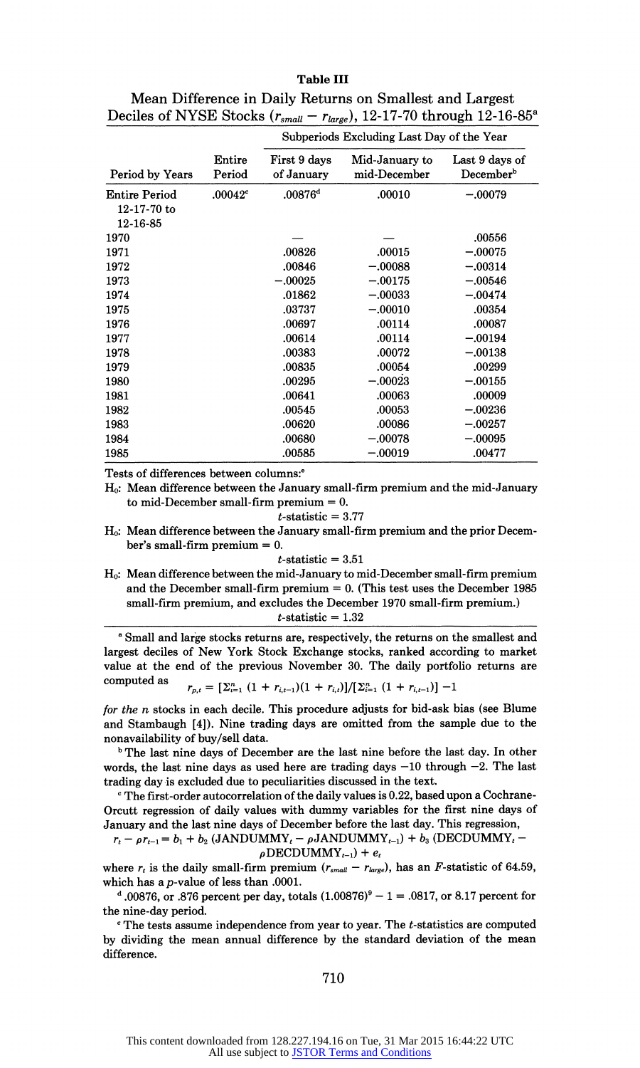**Table III**

Mean Difference in Daily Returns on Smallest and Largest Deciles of NYSE Stocks ($r_{small} - r_{large}$), 12-17-70 through 12-16-85[a]

| Period by Years | Entire Period | Subperiods Excluding Last Day of the Year | | |
|---|---|---|---|---|
| | | First 9 days of January | Mid-January to mid-December | Last 9 days of December[b] |
| Entire Period 12-17-70 to 12-16-85 | .00042[c] | .00876[d] | .00010 | −.00079 |
| 1970 | | — | — | .00556 |
| 1971 | | .00826 | .00015 | −.00075 |
| 1972 | | .00846 | −.00088 | −.00314 |
| 1973 | | −.00025 | −.00175 | −.00546 |
| 1974 | | .01862 | −.00033 | −.00474 |
| 1975 | | .03737 | −.00010 | .00354 |
| 1976 | | .00697 | .00114 | .00087 |
| 1977 | | .00614 | .00114 | −.00194 |
| 1978 | | .00383 | .00072 | −.00138 |
| 1979 | | .00835 | .00054 | .00299 |
| 1980 | | .00295 | −.00023 | −.00155 |
| 1981 | | .00641 | .00063 | .00009 |
| 1982 | | .00545 | .00053 | −.00236 |
| 1983 | | .00620 | .00086 | −.00257 |
| 1984 | | .00680 | −.00078 | −.00095 |
| 1985 | | .00585 | −.00019 | .00477 |

Tests of differences between columns:[e]

$H_0$: Mean difference between the January small-firm premium and the mid-January to mid-December small-firm premium = 0.

$t$-statistic = 3.77

$H_0$: Mean difference between the January small-firm premium and the prior December's small-firm premium = 0.

$t$-statistic = 3.51

$H_0$: Mean difference between the mid-January to mid-December small-firm premium and the December small-firm premium = 0. (This test uses the December 1985 small-firm premium, and excludes the December 1970 small-firm premium.)

$t$-statistic = 1.32

[a] Small and large stocks returns are, respectively, the returns on the smallest and largest deciles of New York Stock Exchange stocks, ranked according to market value at the end of the previous November 30. The daily portfolio returns are computed as

$$r_{p,t} = [\Sigma_{i=1}^{n} (1 + r_{i,t-1})(1 + r_{i,t})]/[\Sigma_{i=1}^{n} (1 + r_{i,t-1})] - 1$$

*for the* $n$ stocks in each decile. This procedure adjusts for bid-ask bias (see Blume and Stambaugh [4]). Nine trading days are omitted from the sample due to the nonavailability of buy/sell data.

[b] The last nine days of December are the last nine before the last day. In other words, the last nine days as used here are trading days −10 through −2. The last trading day is excluded due to peculiarities discussed in the text.

[c] The first-order autocorrelation of the daily values is 0.22, based upon a Cochrane-Orcutt regression of daily values with dummy variables for the first nine days of January and the last nine days of December before the last day. This regression,

$$r_t - \rho r_{t-1} = b_1 + b_2\,(\text{JANDUMMY}_t - \rho\text{JANDUMMY}_{t-1}) + b_3\,(\text{DECDUMMY}_t - \rho\text{DECDUMMY}_{t-1}) + e_t$$

where $r_t$ is the daily small-firm premium ($r_{small} - r_{large}$), has an $F$-statistic of 64.59, which has a $p$-value of less than .0001.

[d] .00876, or .876 percent per day, totals $(1.00876)^9 - 1 = .0817$, or 8.17 percent for the nine-day period.

[e] The tests assume independence from year to year. The $t$-statistics are computed by dividing the mean annual difference by the standard deviation of the mean difference.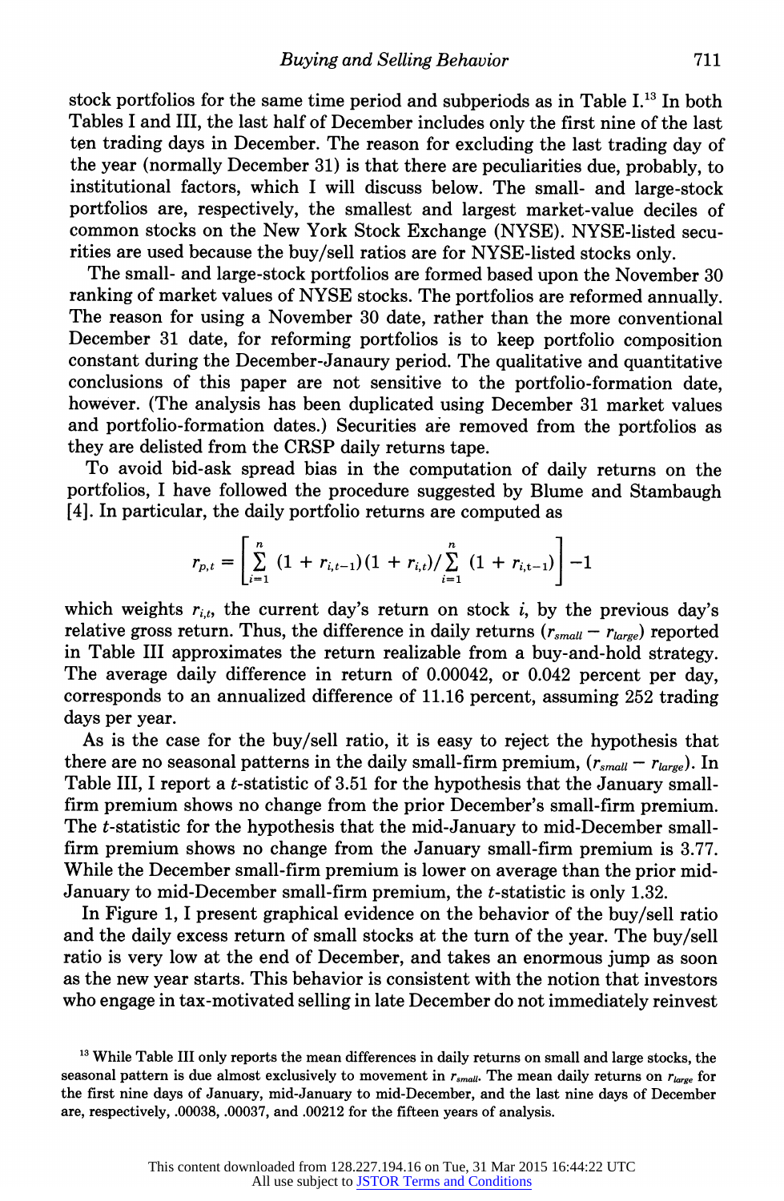stock portfolios for the same time period and subperiods as in Table I.[13] In both Tables I and III, the last half of December includes only the first nine of the last ten trading days in December. The reason for excluding the last trading day of the year (normally December 31) is that there are peculiarities due, probably, to institutional factors, which I will discuss below. The small- and large-stock portfolios are, respectively, the smallest and largest market-value deciles of common stocks on the New York Stock Exchange (NYSE). NYSE-listed securities are used because the buy/sell ratios are for NYSE-listed stocks only.

The small- and large-stock portfolios are formed based upon the November 30 ranking of market values of NYSE stocks. The portfolios are reformed annually. The reason for using a November 30 date, rather than the more conventional December 31 date, for reforming portfolios is to keep portfolio composition constant during the December-Janaury period. The qualitative and quantitative conclusions of this paper are not sensitive to the portfolio-formation date, however. (The analysis has been duplicated using December 31 market values and portfolio-formation dates.) Securities are removed from the portfolios as they are delisted from the CRSP daily returns tape.

To avoid bid-ask spread bias in the computation of daily returns on the portfolios, I have followed the procedure suggested by Blume and Stambaugh [4]. In particular, the daily portfolio returns are computed as

$$r_{p,t} = \left[ \sum_{i=1}^{n} (1 + r_{i,t-1})(1 + r_{i,t}) / \sum_{i=1}^{n} (1 + r_{i,t-1}) \right] - 1$$

which weights $r_{i,t}$, the current day's return on stock $i$, by the previous day's relative gross return. Thus, the difference in daily returns ($r_{small} - r_{large}$) reported in Table III approximates the return realizable from a buy-and-hold strategy. The average daily difference in return of 0.00042, or 0.042 percent per day, corresponds to an annualized difference of 11.16 percent, assuming 252 trading days per year.

As is the case for the buy/sell ratio, it is easy to reject the hypothesis that there are no seasonal patterns in the daily small-firm premium, ($r_{small} - r_{large}$). In Table III, I report a $t$-statistic of 3.51 for the hypothesis that the January small-firm premium shows no change from the prior December's small-firm premium. The $t$-statistic for the hypothesis that the mid-January to mid-December small-firm premium shows no change from the January small-firm premium is 3.77. While the December small-firm premium is lower on average than the prior mid-January to mid-December small-firm premium, the $t$-statistic is only 1.32.

In Figure 1, I present graphical evidence on the behavior of the buy/sell ratio and the daily excess return of small stocks at the turn of the year. The buy/sell ratio is very low at the end of December, and takes an enormous jump as soon as the new year starts. This behavior is consistent with the notion that investors who engage in tax-motivated selling in late December do not immediately reinvest

[13] While Table III only reports the mean differences in daily returns on small and large stocks, the seasonal pattern is due almost exclusively to movement in $r_{small}$. The mean daily returns on $r_{large}$ for the first nine days of January, mid-January to mid-December, and the last nine days of December are, respectively, .00038, .00037, and .00212 for the fifteen years of analysis.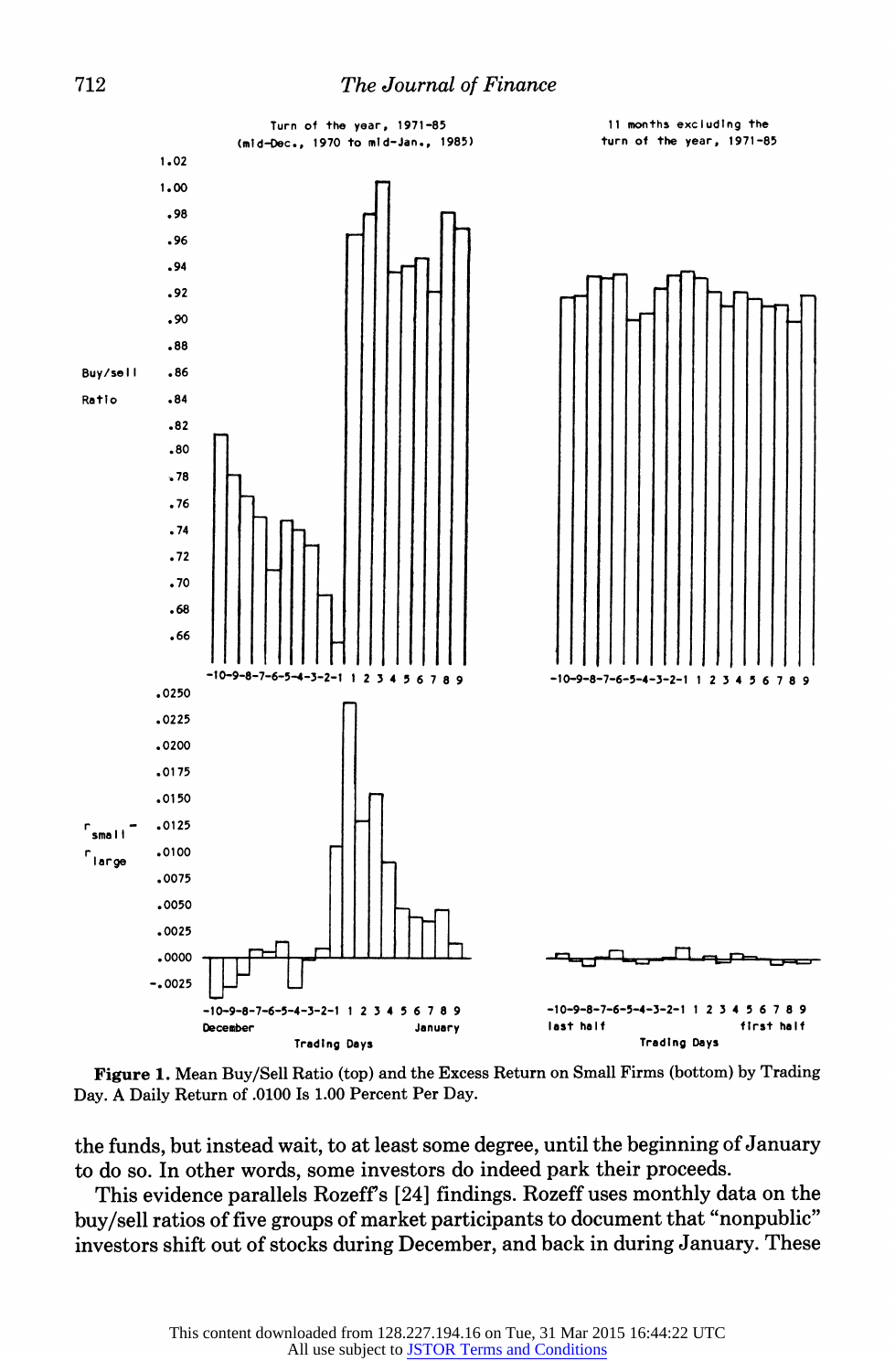**Figure 1.** Mean Buy/Sell Ratio (top) and the Excess Return on Small Firms (bottom) by Trading Day. A Daily Return of .0100 Is 1.00 Percent Per Day.

the funds, but instead wait, to at least some degree, until the beginning of January to do so. In other words, some investors do indeed park their proceeds.

This evidence parallels Rozeff's [24] findings. Rozeff uses monthly data on the buy/sell ratios of five groups of market participants to document that "nonpublic" investors shift out of stocks during December, and back in during January. These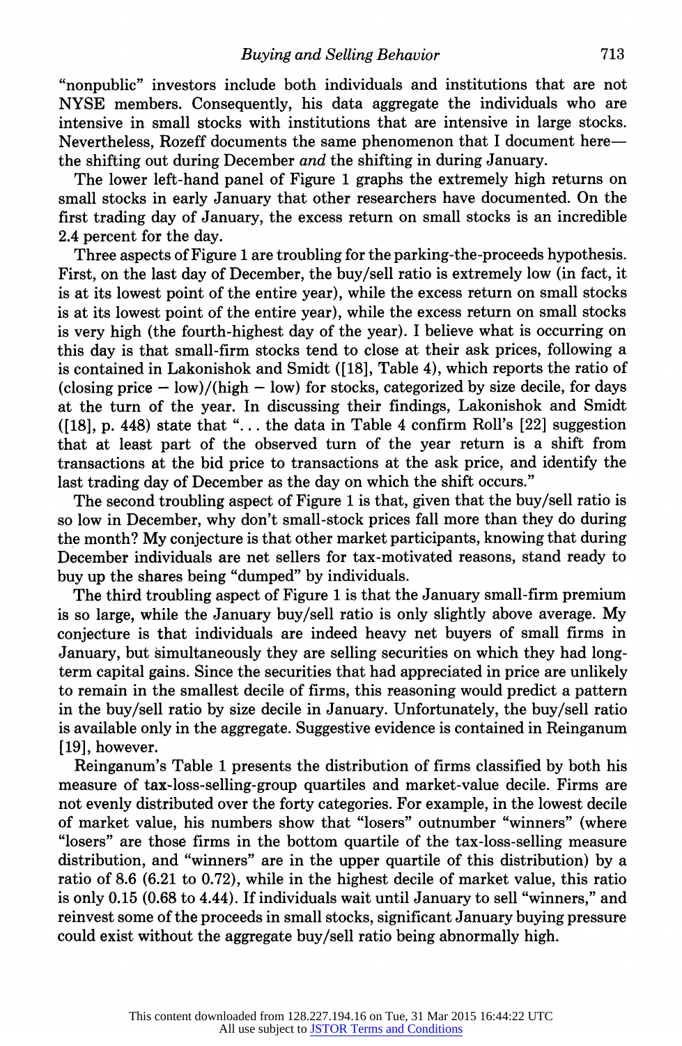"nonpublic" investors include both individuals and institutions that are not NYSE members. Consequently, his data aggregate the individuals who are intensive in small stocks with institutions that are intensive in large stocks. Nevertheless, Rozeff documents the same phenomenon that I document here—the shifting out during December *and* the shifting in during January.

The lower left-hand panel of Figure 1 graphs the extremely high returns on small stocks in early January that other researchers have documented. On the first trading day of January, the excess return on small stocks is an incredible 2.4 percent for the day.

Three aspects of Figure 1 are troubling for the parking-the-proceeds hypothesis. First, on the last day of December, the buy/sell ratio is extremely low (in fact, it is at its lowest point of the entire year), while the excess return on small stocks is at its lowest point of the entire year), while the excess return on small stocks is very high (the fourth-highest day of the year). I believe what is occurring on this day is that small-firm stocks tend to close at their ask prices, following a is contained in Lakonishok and Smidt ([18], Table 4), which reports the ratio of (closing price − low)/(high − low) for stocks, categorized by size decile, for days at the turn of the year. In discussing their findings, Lakonishok and Smidt ([18], p. 448) state that "... the data in Table 4 confirm Roll's [22] suggestion that at least part of the observed turn of the year return is a shift from transactions at the bid price to transactions at the ask price, and identify the last trading day of December as the day on which the shift occurs."

The second troubling aspect of Figure 1 is that, given that the buy/sell ratio is so low in December, why don't small-stock prices fall more than they do during the month? My conjecture is that other market participants, knowing that during December individuals are net sellers for tax-motivated reasons, stand ready to buy up the shares being "dumped" by individuals.

The third troubling aspect of Figure 1 is that the January small-firm premium is so large, while the January buy/sell ratio is only slightly above average. My conjecture is that individuals are indeed heavy net buyers of small firms in January, but simultaneously they are selling securities on which they had long-term capital gains. Since the securities that had appreciated in price are unlikely to remain in the smallest decile of firms, this reasoning would predict a pattern in the buy/sell ratio by size decile in January. Unfortunately, the buy/sell ratio is available only in the aggregate. Suggestive evidence is contained in Reinganum [19], however.

Reinganum's Table 1 presents the distribution of firms classified by both his measure of tax-loss-selling-group quartiles and market-value decile. Firms are not evenly distributed over the forty categories. For example, in the lowest decile of market value, his numbers show that "losers" outnumber "winners" (where "losers" are those firms in the bottom quartile of the tax-loss-selling measure distribution, and "winners" are in the upper quartile of this distribution) by a ratio of 8.6 (6.21 to 0.72), while in the highest decile of market value, this ratio is only 0.15 (0.68 to 4.44). If individuals wait until January to sell "winners," and reinvest some of the proceeds in small stocks, significant January buying pressure could exist without the aggregate buy/sell ratio being abnormally high.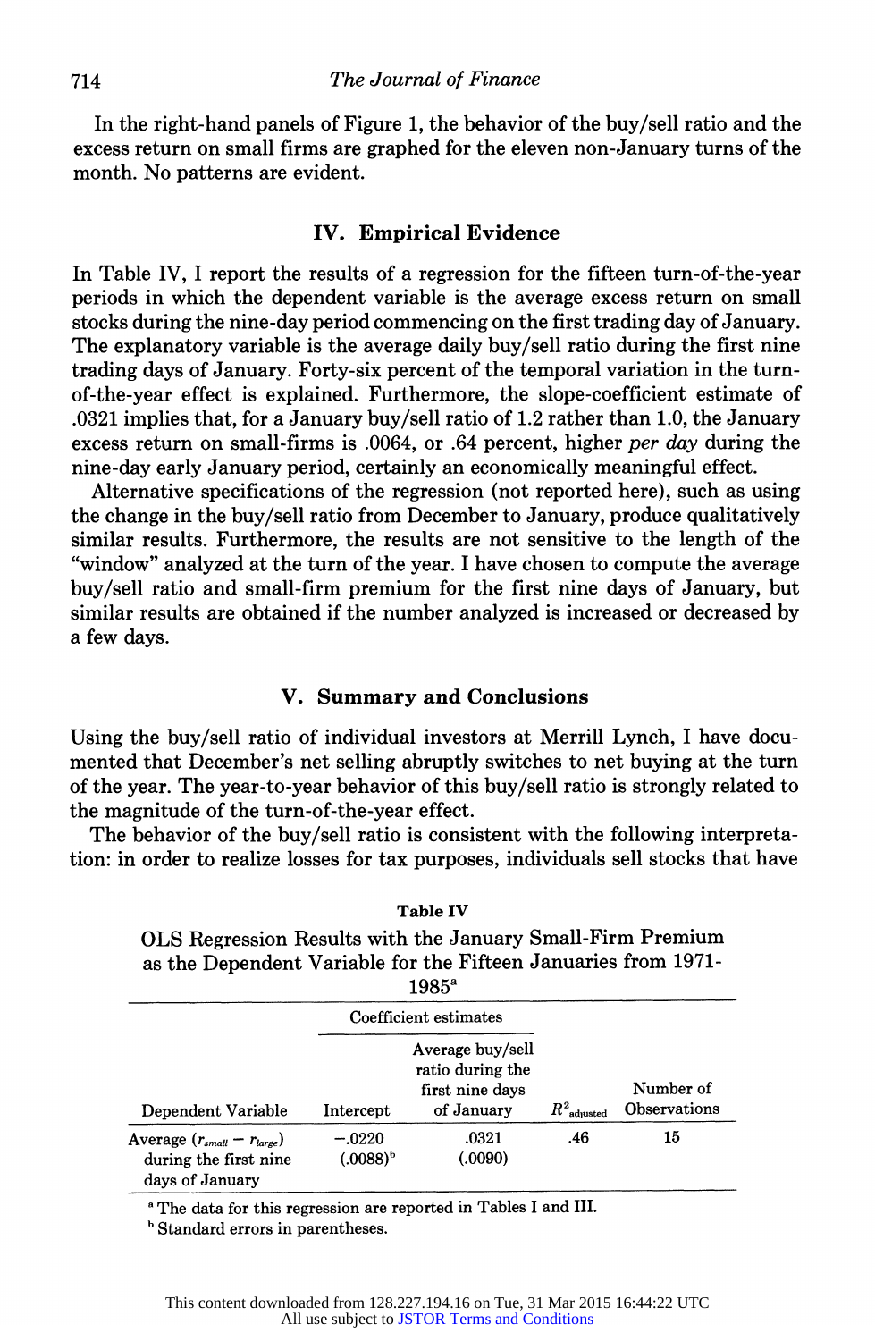In the right-hand panels of Figure 1, the behavior of the buy/sell ratio and the excess return on small firms are graphed for the eleven non-January turns of the month. No patterns are evident.

## IV. Empirical Evidence

In Table IV, I report the results of a regression for the fifteen turn-of-the-year periods in which the dependent variable is the average excess return on small stocks during the nine-day period commencing on the first trading day of January. The explanatory variable is the average daily buy/sell ratio during the first nine trading days of January. Forty-six percent of the temporal variation in the turn-of-the-year effect is explained. Furthermore, the slope-coefficient estimate of .0321 implies that, for a January buy/sell ratio of 1.2 rather than 1.0, the January excess return on small-firms is .0064, or .64 percent, higher *per day* during the nine-day early January period, certainly an economically meaningful effect.

Alternative specifications of the regression (not reported here), such as using the change in the buy/sell ratio from December to January, produce qualitatively similar results. Furthermore, the results are not sensitive to the length of the "window" analyzed at the turn of the year. I have chosen to compute the average buy/sell ratio and small-firm premium for the first nine days of January, but similar results are obtained if the number analyzed is increased or decreased by a few days.

## V. Summary and Conclusions

Using the buy/sell ratio of individual investors at Merrill Lynch, I have documented that December's net selling abruptly switches to net buying at the turn of the year. The year-to-year behavior of this buy/sell ratio is strongly related to the magnitude of the turn-of-the-year effect.

The behavior of the buy/sell ratio is consistent with the following interpretation: in order to realize losses for tax purposes, individuals sell stocks that have

**Table IV**

OLS Regression Results with the January Small-Firm Premium as the Dependent Variable for the Fifteen Januaries from 1971-1985[a]

| | Coefficient estimates | | | |
|---|---|---|---|---|
| Dependent Variable | Intercept | Average buy/sell ratio during the first nine days of January | $R^2_{adjusted}$ | Number of Observations |
| Average ($r_{small} - r_{large}$) during the first nine days of January | −.0220 (.0088)[b] | .0321 (.0090) | .46 | 15 |

[a] The data for this regression are reported in Tables I and III.

[b] Standard errors in parentheses.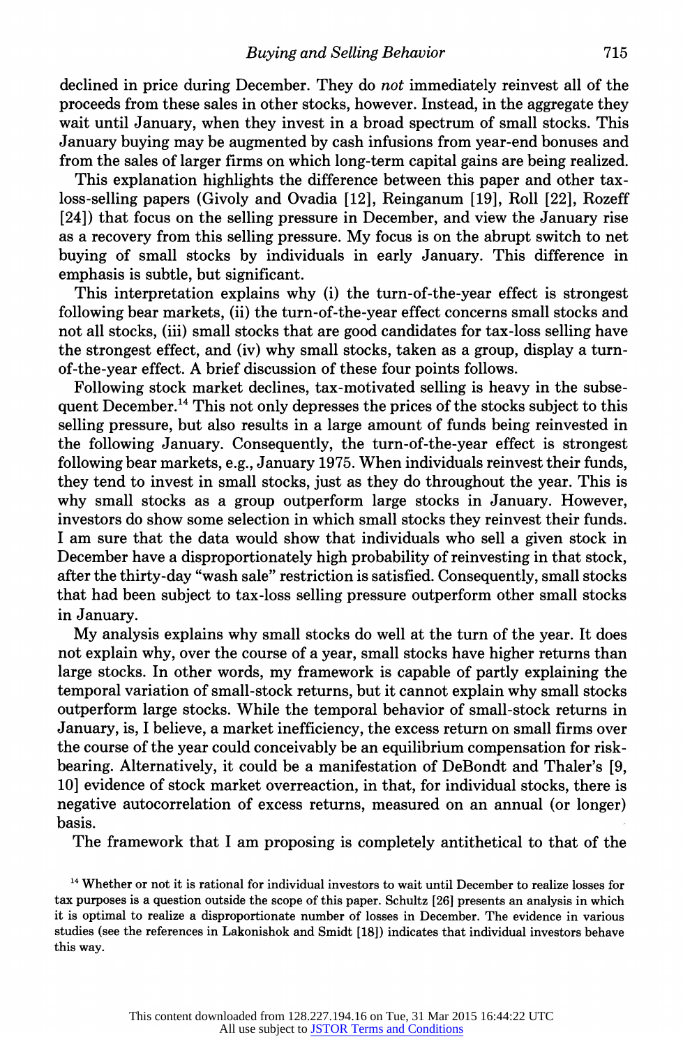declined in price during December. They do *not* immediately reinvest all of the proceeds from these sales in other stocks, however. Instead, in the aggregate they wait until January, when they invest in a broad spectrum of small stocks. This January buying may be augmented by cash infusions from year-end bonuses and from the sales of larger firms on which long-term capital gains are being realized.

This explanation highlights the difference between this paper and other tax-loss-selling papers (Givoly and Ovadia [12], Reinganum [19], Roll [22], Rozeff [24]) that focus on the selling pressure in December, and view the January rise as a recovery from this selling pressure. My focus is on the abrupt switch to net buying of small stocks by individuals in early January. This difference in emphasis is subtle, but significant.

This interpretation explains why (i) the turn-of-the-year effect is strongest following bear markets, (ii) the turn-of-the-year effect concerns small stocks and not all stocks, (iii) small stocks that are good candidates for tax-loss selling have the strongest effect, and (iv) why small stocks, taken as a group, display a turn-of-the-year effect. A brief discussion of these four points follows.

Following stock market declines, tax-motivated selling is heavy in the subsequent December.[14] This not only depresses the prices of the stocks subject to this selling pressure, but also results in a large amount of funds being reinvested in the following January. Consequently, the turn-of-the-year effect is strongest following bear markets, e.g., January 1975. When individuals reinvest their funds, they tend to invest in small stocks, just as they do throughout the year. This is why small stocks as a group outperform large stocks in January. However, investors do show some selection in which small stocks they reinvest their funds. I am sure that the data would show that individuals who sell a given stock in December have a disproportionately high probability of reinvesting in that stock, after the thirty-day "wash sale" restriction is satisfied. Consequently, small stocks that had been subject to tax-loss selling pressure outperform other small stocks in January.

My analysis explains why small stocks do well at the turn of the year. It does not explain why, over the course of a year, small stocks have higher returns than large stocks. In other words, my framework is capable of partly explaining the temporal variation of small-stock returns, but it cannot explain why small stocks outperform large stocks. While the temporal behavior of small-stock returns in January, is, I believe, a market inefficiency, the excess return on small firms over the course of the year could conceivably be an equilibrium compensation for risk-bearing. Alternatively, it could be a manifestation of DeBondt and Thaler's [9, 10] evidence of stock market overreaction, in that, for individual stocks, there is negative autocorrelation of excess returns, measured on an annual (or longer) basis.

The framework that I am proposing is completely antithetical to that of the

[14] Whether or not it is rational for individual investors to wait until December to realize losses for tax purposes is a question outside the scope of this paper. Schultz [26] presents an analysis in which it is optimal to realize a disproportionate number of losses in December. The evidence in various studies (see the references in Lakonishok and Smidt [18]) indicates that individual investors behave this way.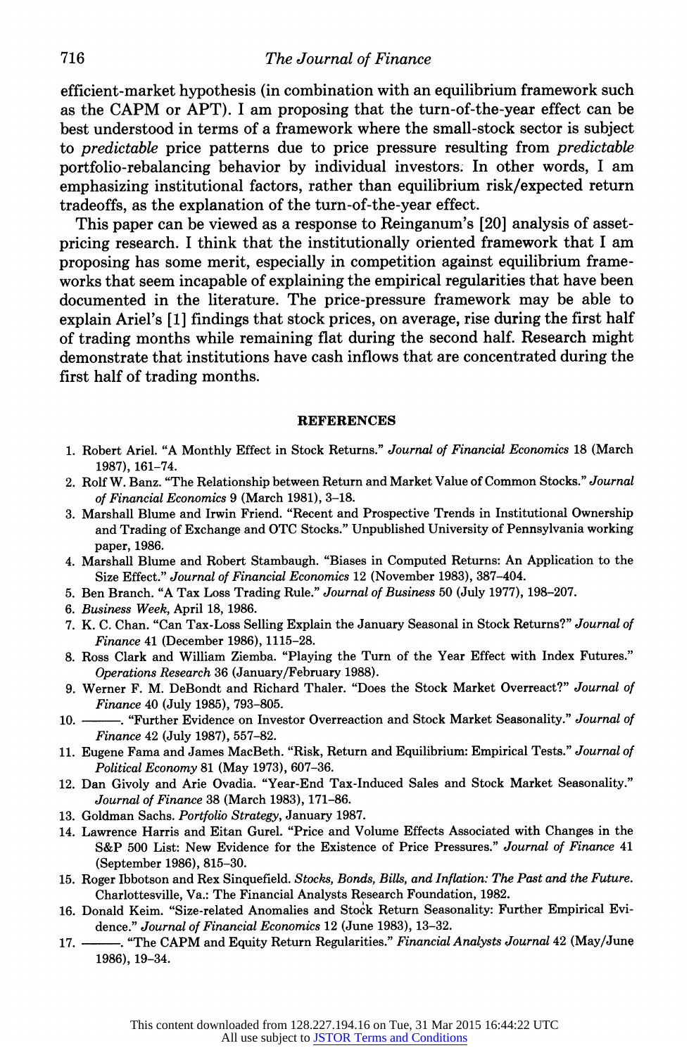efficient-market hypothesis (in combination with an equilibrium framework such as the CAPM or APT). I am proposing that the turn-of-the-year effect can be best understood in terms of a framework where the small-stock sector is subject to *predictable* price patterns due to price pressure resulting from *predictable* portfolio-rebalancing behavior by individual investors. In other words, I am emphasizing institutional factors, rather than equilibrium risk/expected return tradeoffs, as the explanation of the turn-of-the-year effect.

This paper can be viewed as a response to Reinganum's [20] analysis of asset-pricing research. I think that the institutionally oriented framework that I am proposing has some merit, especially in competition against equilibrium frameworks that seem incapable of explaining the empirical regularities that have been documented in the literature. The price-pressure framework may be able to explain Ariel's [1] findings that stock prices, on average, rise during the first half of trading months while remaining flat during the second half. Research might demonstrate that institutions have cash inflows that are concentrated during the first half of trading months.

## REFERENCES

1. Robert Ariel. "A Monthly Effect in Stock Returns." *Journal of Financial Economics* 18 (March 1987), 161–74.
2. Rolf W. Banz. "The Relationship between Return and Market Value of Common Stocks." *Journal of Financial Economics* 9 (March 1981), 3–18.
3. Marshall Blume and Irwin Friend. "Recent and Prospective Trends in Institutional Ownership and Trading of Exchange and OTC Stocks." Unpublished University of Pennsylvania working paper, 1986.
4. Marshall Blume and Robert Stambaugh. "Biases in Computed Returns: An Application to the Size Effect." *Journal of Financial Economics* 12 (November 1983), 387–404.
5. Ben Branch. "A Tax Loss Trading Rule." *Journal of Business* 50 (July 1977), 198–207.
6. *Business Week*, April 18, 1986.
7. K. C. Chan. "Can Tax-Loss Selling Explain the January Seasonal in Stock Returns?" *Journal of Finance* 41 (December 1986), 1115–28.
8. Ross Clark and William Ziemba. "Playing the Turn of the Year Effect with Index Futures." *Operations Research* 36 (January/February 1988).
9. Werner F. M. DeBondt and Richard Thaler. "Does the Stock Market Overreact?" *Journal of Finance* 40 (July 1985), 793–805.
10. ———. "Further Evidence on Investor Overreaction and Stock Market Seasonality." *Journal of Finance* 42 (July 1987), 557–82.
11. Eugene Fama and James MacBeth. "Risk, Return and Equilibrium: Empirical Tests." *Journal of Political Economy* 81 (May 1973), 607–36.
12. Dan Givoly and Arie Ovadia. "Year-End Tax-Induced Sales and Stock Market Seasonality." *Journal of Finance* 38 (March 1983), 171–86.
13. Goldman Sachs. *Portfolio Strategy*, January 1987.
14. Lawrence Harris and Eitan Gurel. "Price and Volume Effects Associated with Changes in the S&P 500 List: New Evidence for the Existence of Price Pressures." *Journal of Finance* 41 (September 1986), 815–30.
15. Roger Ibbotson and Rex Sinquefield. *Stocks, Bonds, Bills, and Inflation: The Past and the Future.* Charlottesville, Va.: The Financial Analysts Research Foundation, 1982.
16. Donald Keim. "Size-related Anomalies and Stock Return Seasonality: Further Empirical Evidence." *Journal of Financial Economics* 12 (June 1983), 13–32.
17. ———. "The CAPM and Equity Return Regularities." *Financial Analysts Journal* 42 (May/June 1986), 19–34.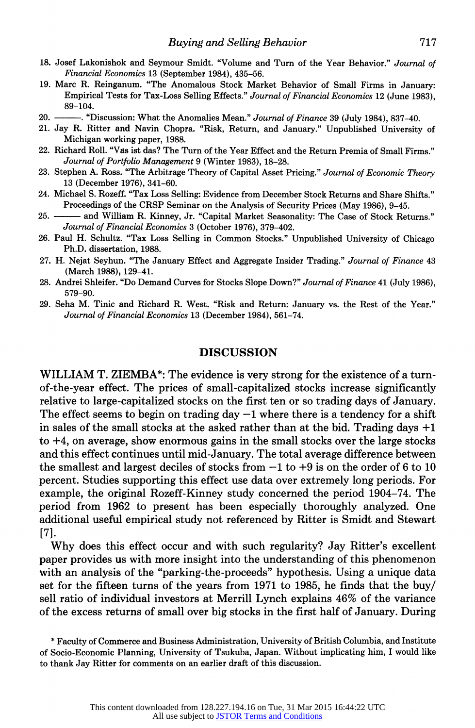18. Josef Lakonishok and Seymour Smidt. "Volume and Turn of the Year Behavior." *Journal of Financial Economics* 13 (September 1984), 435–56.
19. Marc R. Reinganum. "The Anomalous Stock Market Behavior of Small Firms in January: Empirical Tests for Tax-Loss Selling Effects." *Journal of Financial Economics* 12 (June 1983), 89–104.
20. ———. "Discussion: What the Anomalies Mean." *Journal of Finance* 39 (July 1984), 837–40.
21. Jay R. Ritter and Navin Chopra. "Risk, Return, and January." Unpublished University of Michigan working paper, 1988.
22. Richard Roll. "Vas ist das? The Turn of the Year Effect and the Return Premia of Small Firms." *Journal of Portfolio Management* 9 (Winter 1983), 18–28.
23. Stephen A. Ross. "The Arbitrage Theory of Capital Asset Pricing." *Journal of Economic Theory* 13 (December 1976), 341–60.
24. Michael S. Rozeff. "Tax Loss Selling: Evidence from December Stock Returns and Share Shifts." Proceedings of the CRSP Seminar on the Analysis of Security Prices (May 1986), 9–45.
25. ——— and William R. Kinney, Jr. "Capital Market Seasonality: The Case of Stock Returns." *Journal of Financial Economics* 3 (October 1976), 379–402.
26. Paul H. Schultz. "Tax Loss Selling in Common Stocks." Unpublished University of Chicago Ph.D. dissertation, 1988.
27. H. Nejat Seyhun. "The January Effect and Aggregate Insider Trading." *Journal of Finance* 43 (March 1988), 129–41.
28. Andrei Shleifer. "Do Demand Curves for Stocks Slope Down?" *Journal of Finance* 41 (July 1986), 579–90.
29. Seha M. Tinic and Richard R. West. "Risk and Return: January vs. the Rest of the Year." *Journal of Financial Economics* 13 (December 1984), 561–74.

## DISCUSSION

WILLIAM T. ZIEMBA*: The evidence is very strong for the existence of a turn-of-the-year effect. The prices of small-capitalized stocks increase significantly relative to large-capitalized stocks on the first ten or so trading days of January. The effect seems to begin on trading day −1 where there is a tendency for a shift in sales of the small stocks at the asked rather than at the bid. Trading days +1 to +4, on average, show enormous gains in the small stocks over the large stocks and this effect continues until mid-January. The total average difference between the smallest and largest deciles of stocks from −1 to +9 is on the order of 6 to 10 percent. Studies supporting this effect use data over extremely long periods. For example, the original Rozeff-Kinney study concerned the period 1904–74. The period from 1962 to present has been especially thoroughly analyzed. One additional useful empirical study not referenced by Ritter is Smidt and Stewart [7].

Why does this effect occur and with such regularity? Jay Ritter's excellent paper provides us with more insight into the understanding of this phenomenon with an analysis of the "parking-the-proceeds" hypothesis. Using a unique data set for the fifteen turns of the years from 1971 to 1985, he finds that the buy/sell ratio of individual investors at Merrill Lynch explains 46% of the variance of the excess returns of small over big stocks in the first half of January. During

\* Faculty of Commerce and Business Administration, University of British Columbia, and Institute of Socio-Economic Planning, University of Tsukuba, Japan. Without implicating him, I would like to thank Jay Ritter for comments on an earlier draft of this discussion.